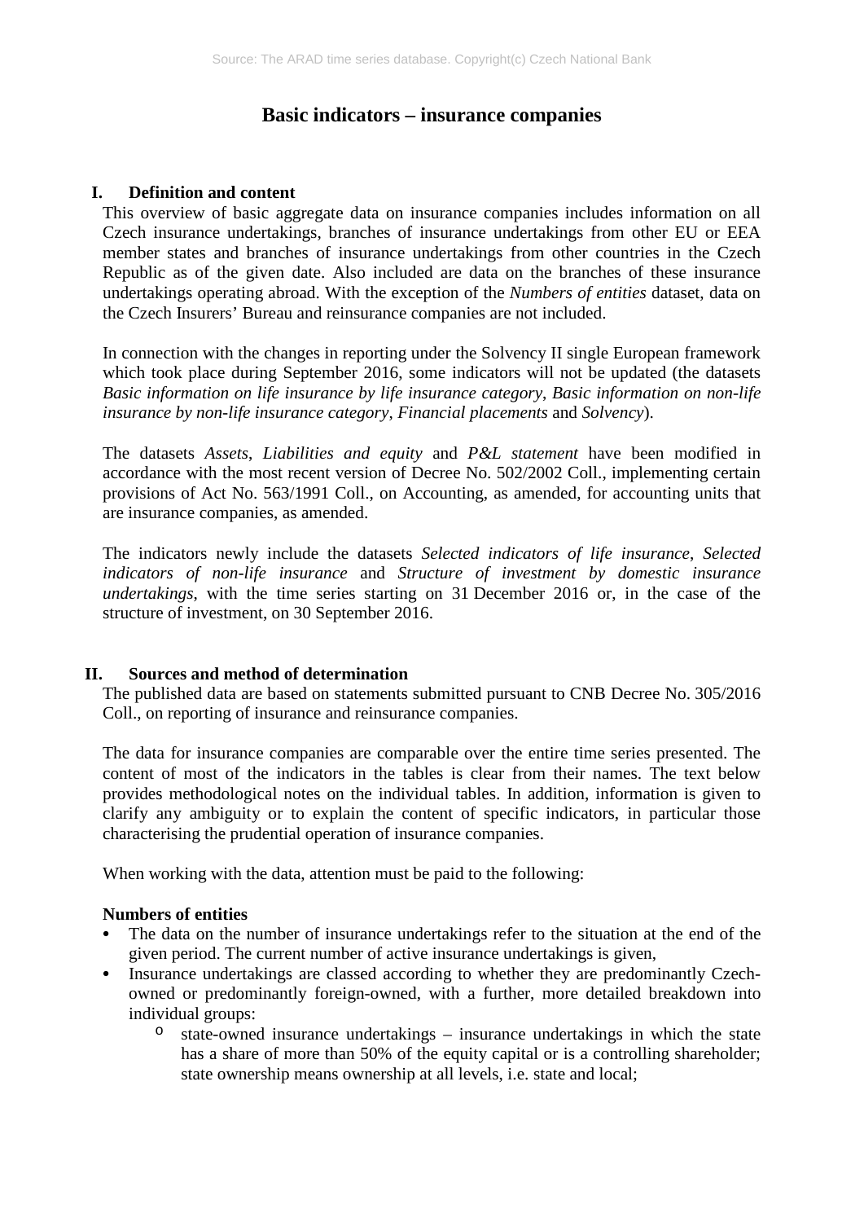# Basic indicators – insurance companies

## I. Definition and content

This overview of basic aggregate data on insurance companies includes information on all Czech insurance undertakings, branches of insurance undertakings from other EU or EEA member states and branches of insurance undertakings from other countries in the Czech Republic as of the given date. Also included are data on the branches of these insurance undertakings operating abroad. With the exception of the *Numbers of entities* dataset, data on the Czech Insurers' Bureau and reinsurance companies are not included.

In connection with the changes in reporting under the Solvency II single European framework which took place during September 2016, some indicators will not be updated (the datasets *Basic information on life insurance by life insurance category*, *Basic information on non-life insurance by non-life insurance category*, *Financial placements* and *Solvency*).

The datasets *Assets*, *Liabilities and equity* and *P&L statement* have been modified in accordance with the most recent version of Decree No. 502/2002 Coll., implementing certain provisions of Act No. 563/1991 Coll., on Accounting, as amended, for accounting units that are insurance companies, as amended.

The indicators newly include the datasets *Selected indicators of life insurance*, *Selected indicators of non-life insurance* and *Structure of investment by domestic insurance undertakings*, with the time series starting on 31 December 2016 or, in the case of the structure of investment, on 30 September 2016.

## II. Sources and method of determination

The published data are based on statements submitted pursuant to CNB Decree No. 305/2016 Coll., on reporting of insurance and reinsurance companies.

The data for insurance companies are comparable over the entire time series presented. The content of most of the indicators in the tables is clear from their names. The text below provides methodological notes on the individual tables. In addition, information is given to clarify any ambiguity or to explain the content of specific indicators, in particular those characterising the prudential operation of insurance companies.

When working with the data, attention must be paid to the following:

**Numbers of entities**

- The data on the number of insurance undertakings refer to the situation at the end of the given period. The current number of active insurance undertakings is given,
- Insurance undertakings are classed according to whether they are predominantly Czech-owned or predominantly foreign-owned, with a further, more detailed breakdown into individual groups:
  - state-owned insurance undertakings – insurance undertakings in which the state has a share of more than 50% of the equity capital or is a controlling shareholder; state ownership means ownership at all levels, i.e. state and local;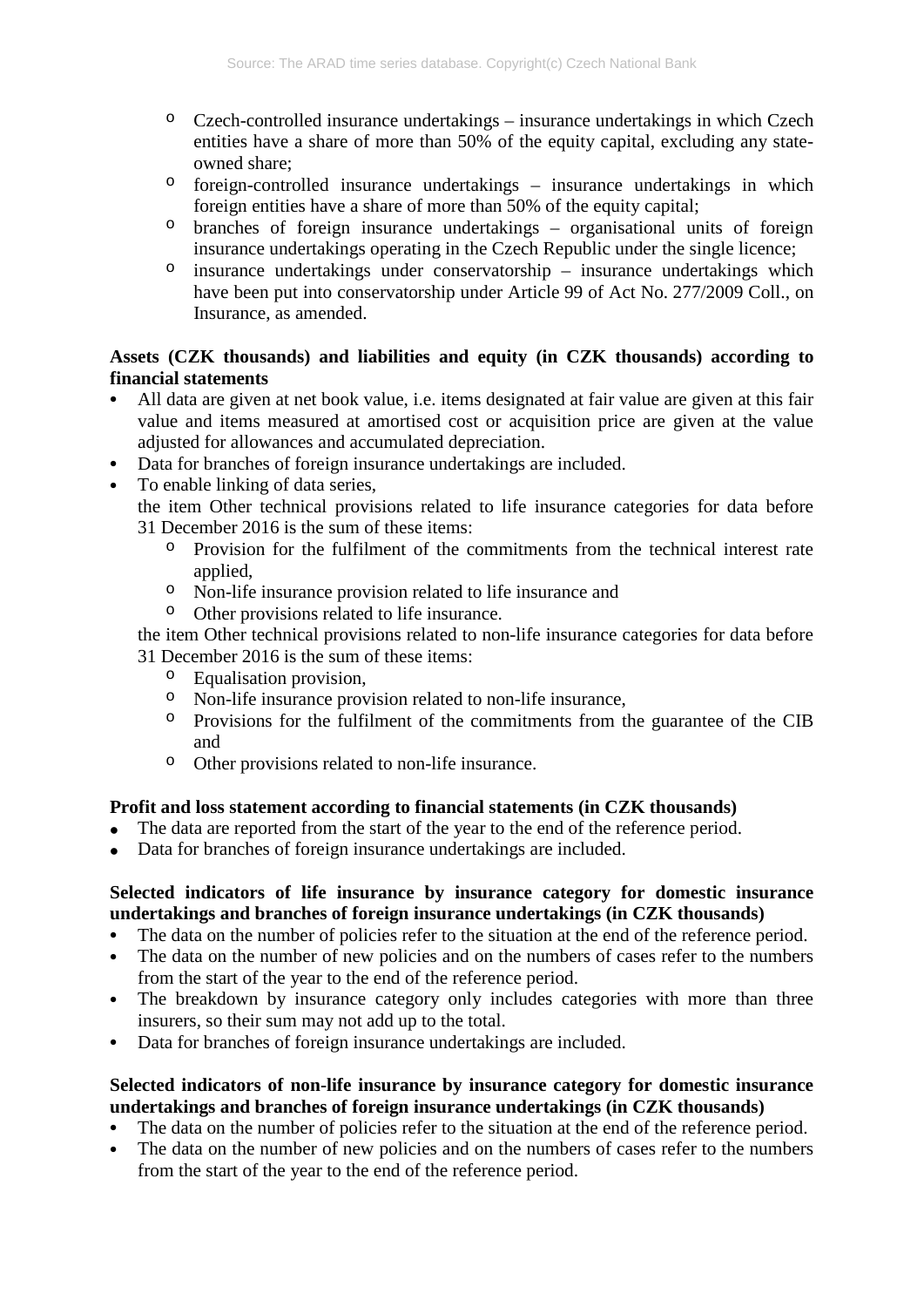- Czech-controlled insurance undertakings – insurance undertakings in which Czech entities have a share of more than 50% of the equity capital, excluding any state-owned share;
- foreign-controlled insurance undertakings – insurance undertakings in which foreign entities have a share of more than 50% of the equity capital;
- branches of foreign insurance undertakings – organisational units of foreign insurance undertakings operating in the Czech Republic under the single licence;
- insurance undertakings under conservatorship – insurance undertakings which have been put into conservatorship under Article 99 of Act No. 277/2009 Coll., on Insurance, as amended.

**Assets (CZK thousands) and liabilities and equity (in CZK thousands) according to financial statements**

- All data are given at net book value, i.e. items designated at fair value are given at this fair value and items measured at amortised cost or acquisition price are given at the value adjusted for allowances and accumulated depreciation.
- Data for branches of foreign insurance undertakings are included.
- To enable linking of data series,

  the item Other technical provisions related to life insurance categories for data before 31 December 2016 is the sum of these items:
    - Provision for the fulfilment of the commitments from the technical interest rate applied,
    - Non-life insurance provision related to life insurance and
    - Other provisions related to life insurance.

  the item Other technical provisions related to non-life insurance categories for data before 31 December 2016 is the sum of these items:
    - Equalisation provision,
    - Non-life insurance provision related to non-life insurance,
    - Provisions for the fulfilment of the commitments from the guarantee of the CIB and
    - Other provisions related to non-life insurance.

**Profit and loss statement according to financial statements (in CZK thousands)**

- The data are reported from the start of the year to the end of the reference period.
- Data for branches of foreign insurance undertakings are included.

**Selected indicators of life insurance by insurance category for domestic insurance undertakings and branches of foreign insurance undertakings (in CZK thousands)**

- The data on the number of policies refer to the situation at the end of the reference period.
- The data on the number of new policies and on the numbers of cases refer to the numbers from the start of the year to the end of the reference period.
- The breakdown by insurance category only includes categories with more than three insurers, so their sum may not add up to the total.
- Data for branches of foreign insurance undertakings are included.

**Selected indicators of non-life insurance by insurance category for domestic insurance undertakings and branches of foreign insurance undertakings (in CZK thousands)**

- The data on the number of policies refer to the situation at the end of the reference period.
- The data on the number of new policies and on the numbers of cases refer to the numbers from the start of the year to the end of the reference period.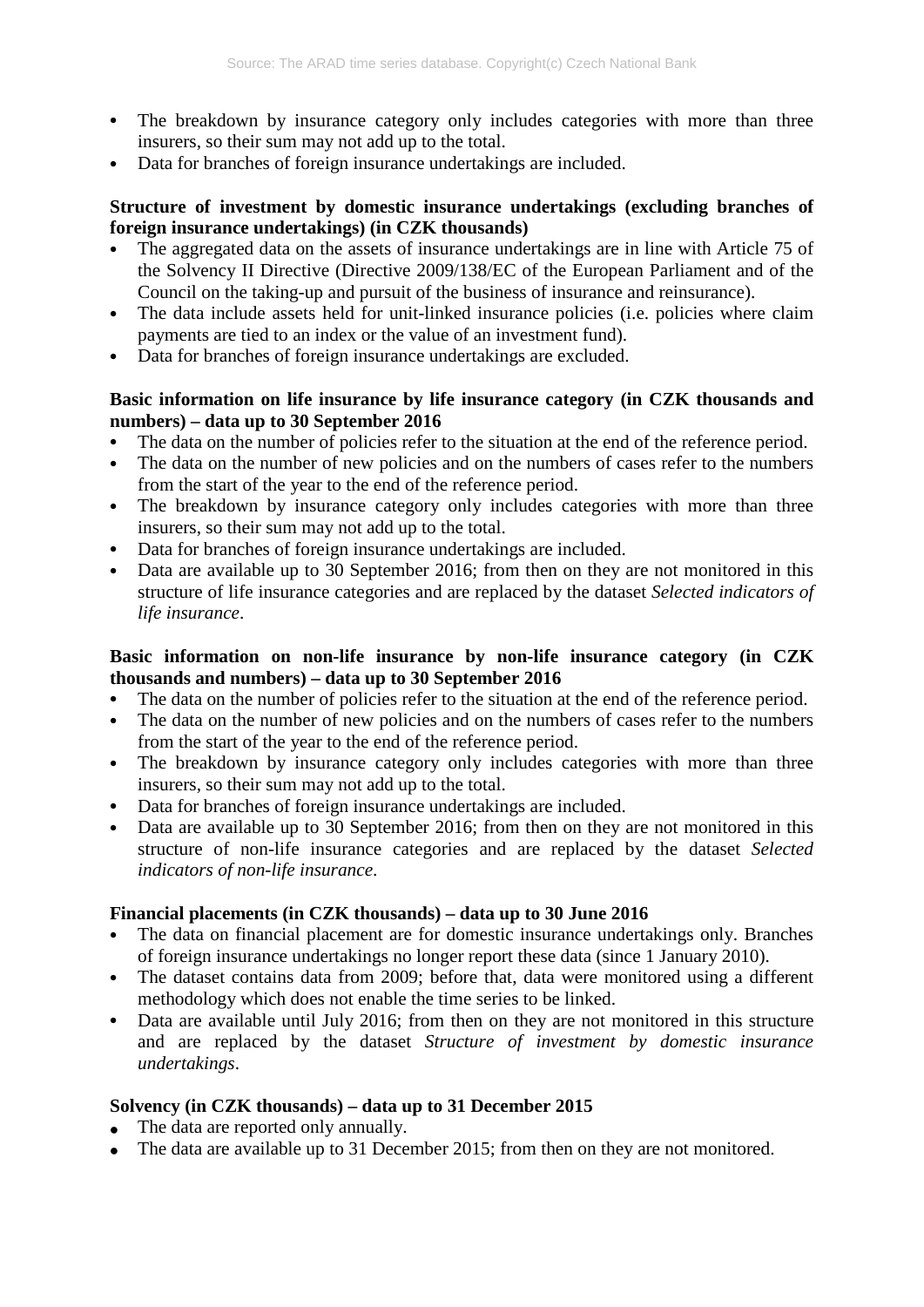- The breakdown by insurance category only includes categories with more than three insurers, so their sum may not add up to the total.
- Data for branches of foreign insurance undertakings are included.

**Structure of investment by domestic insurance undertakings (excluding branches of foreign insurance undertakings) (in CZK thousands)**

- The aggregated data on the assets of insurance undertakings are in line with Article 75 of the Solvency II Directive (Directive 2009/138/EC of the European Parliament and of the Council on the taking-up and pursuit of the business of insurance and reinsurance).
- The data include assets held for unit-linked insurance policies (i.e. policies where claim payments are tied to an index or the value of an investment fund).
- Data for branches of foreign insurance undertakings are excluded.

**Basic information on life insurance by life insurance category (in CZK thousands and numbers) – data up to 30 September 2016**

- The data on the number of policies refer to the situation at the end of the reference period.
- The data on the number of new policies and on the numbers of cases refer to the numbers from the start of the year to the end of the reference period.
- The breakdown by insurance category only includes categories with more than three insurers, so their sum may not add up to the total.
- Data for branches of foreign insurance undertakings are included.
- Data are available up to 30 September 2016; from then on they are not monitored in this structure of life insurance categories and are replaced by the dataset *Selected indicators of life insurance*.

**Basic information on non-life insurance by non-life insurance category (in CZK thousands and numbers) – data up to 30 September 2016**

- The data on the number of policies refer to the situation at the end of the reference period.
- The data on the number of new policies and on the numbers of cases refer to the numbers from the start of the year to the end of the reference period.
- The breakdown by insurance category only includes categories with more than three insurers, so their sum may not add up to the total.
- Data for branches of foreign insurance undertakings are included.
- Data are available up to 30 September 2016; from then on they are not monitored in this structure of non-life insurance categories and are replaced by the dataset *Selected indicators of non-life insurance*.

**Financial placements (in CZK thousands) – data up to 30 June 2016**

- The data on financial placement are for domestic insurance undertakings only. Branches of foreign insurance undertakings no longer report these data (since 1 January 2010).
- The dataset contains data from 2009; before that, data were monitored using a different methodology which does not enable the time series to be linked.
- Data are available until July 2016; from then on they are not monitored in this structure and are replaced by the dataset *Structure of investment by domestic insurance undertakings*.

**Solvency (in CZK thousands) – data up to 31 December 2015**

- The data are reported only annually.
- The data are available up to 31 December 2015; from then on they are not monitored.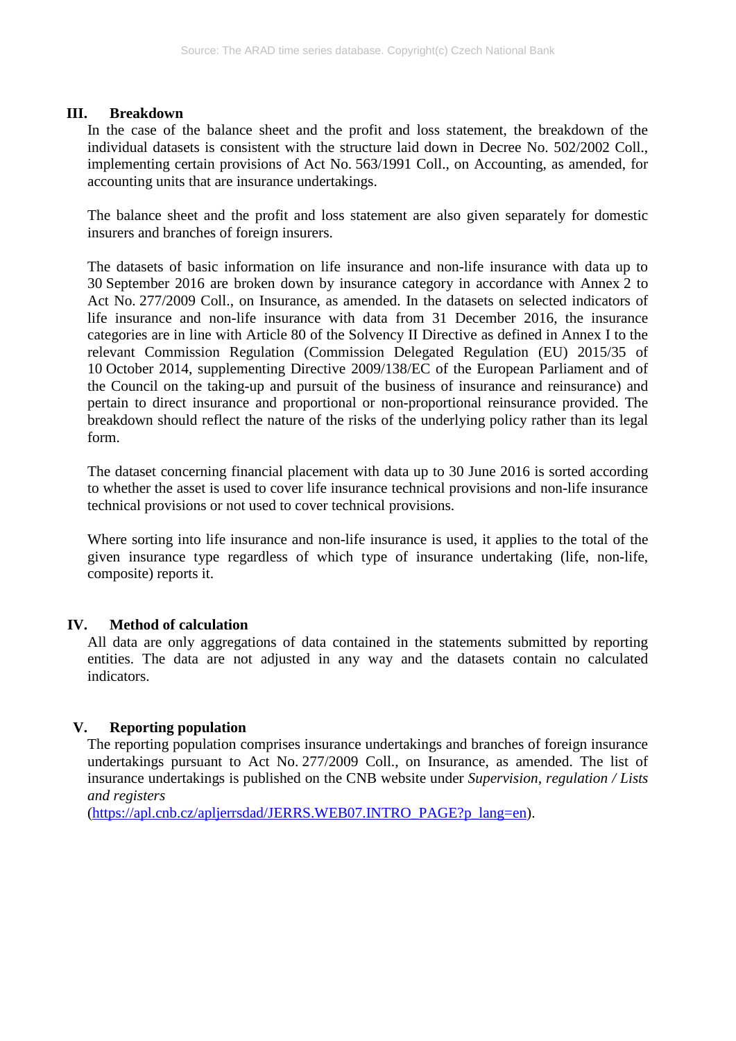## III. Breakdown

In the case of the balance sheet and the profit and loss statement, the breakdown of the individual datasets is consistent with the structure laid down in Decree No. 502/2002 Coll., implementing certain provisions of Act No. 563/1991 Coll., on Accounting, as amended, for accounting units that are insurance undertakings.

The balance sheet and the profit and loss statement are also given separately for domestic insurers and branches of foreign insurers.

The datasets of basic information on life insurance and non-life insurance with data up to 30 September 2016 are broken down by insurance category in accordance with Annex 2 to Act No. 277/2009 Coll., on Insurance, as amended. In the datasets on selected indicators of life insurance and non-life insurance with data from 31 December 2016, the insurance categories are in line with Article 80 of the Solvency II Directive as defined in Annex I to the relevant Commission Regulation (Commission Delegated Regulation (EU) 2015/35 of 10 October 2014, supplementing Directive 2009/138/EC of the European Parliament and of the Council on the taking-up and pursuit of the business of insurance and reinsurance) and pertain to direct insurance and proportional or non-proportional reinsurance provided. The breakdown should reflect the nature of the risks of the underlying policy rather than its legal form.

The dataset concerning financial placement with data up to 30 June 2016 is sorted according to whether the asset is used to cover life insurance technical provisions and non-life insurance technical provisions or not used to cover technical provisions.

Where sorting into life insurance and non-life insurance is used, it applies to the total of the given insurance type regardless of which type of insurance undertaking (life, non-life, composite) reports it.

## IV. Method of calculation

All data are only aggregations of data contained in the statements submitted by reporting entities. The data are not adjusted in any way and the datasets contain no calculated indicators.

## V. Reporting population

The reporting population comprises insurance undertakings and branches of foreign insurance undertakings pursuant to Act No. 277/2009 Coll., on Insurance, as amended. The list of insurance undertakings is published on the CNB website under *Supervision, regulation / Lists and registers* (https://apl.cnb.cz/apljerrsdad/JERRS.WEB07.INTRO_PAGE?p_lang=en).